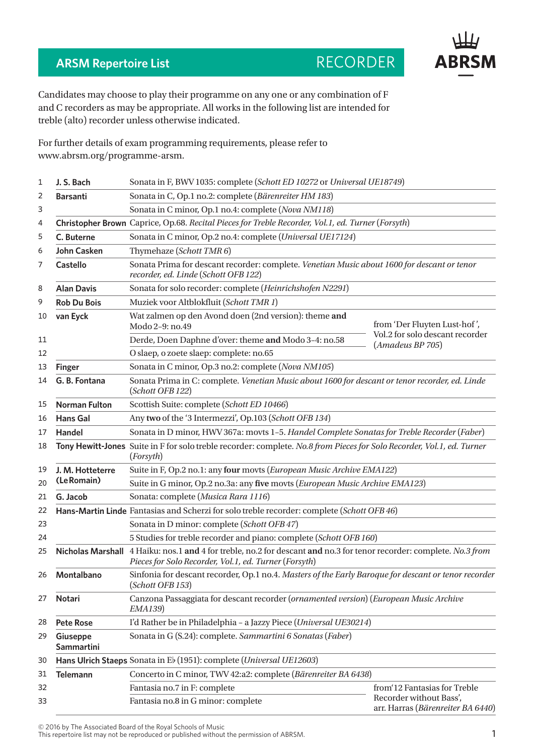## ARSM Repertoire List — RECORDER

ABRSM

Candidates may choose to play their programme on any one or any combination of F and C recorders as may be appropriate. All works in the following list are intended for treble (alto) recorder unless otherwise indicated.

For further details of exam programming requirements, please refer to www.abrsm.org/programme-arsm.

| No. | Composer | Work | |
|---|---|---|---|
| 1 | **J. S. Bach** | Sonata in F, BWV 1035: complete (*Schott ED 10272* or *Universal UE18749*) | |
| 2 | **Barsanti** | Sonata in C, Op.1 no.2: complete (*Bärenreiter HM 183*) | |
| 3 | | Sonata in C minor, Op.1 no.4: complete (*Nova NM118*) | |
| 4 | **Christopher Brown** | Caprice, Op.68. *Recital Pieces for Treble Recorder, Vol.1, ed. Turner* (*Forsyth*) | |
| 5 | **C. Buterne** | Sonata in C minor, Op.2 no.4: complete (*Universal UE17124*) | |
| 6 | **John Casken** | Thymehaze (*Schott TMR 6*) | |
| 7 | **Castello** | Sonata Prima for descant recorder: complete. *Venetian Music about 1600 for descant or tenor recorder, ed. Linde* (*Schott OFB 122*) | |
| 8 | **Alan Davis** | Sonata for solo recorder: complete (*Heinrichshofen N2291*) | |
| 9 | **Rob Du Bois** | Muziek voor Altblokfluit (*Schott TMR 1*) | |
| 10 | **van Eyck** | Wat zalmen op den Avond doen (2nd version): theme **and** Modo 2–9: no.49 | from 'Der Fluyten Lust-hof', Vol.2 for solo descant recorder (*Amadeus BP 705*) |
| 11 | | Derde, Doen Daphne d'over: theme **and** Modo 3–4: no.58 | |
| 12 | | O slaep, o zoete slaep: complete: no.65 | |
| 13 | **Finger** | Sonata in C minor, Op.3 no.2: complete (*Nova NM105*) | |
| 14 | **G. B. Fontana** | Sonata Prima in C: complete. *Venetian Music about 1600 for descant or tenor recorder, ed. Linde* (*Schott OFB 122*) | |
| 15 | **Norman Fulton** | Scottish Suite: complete (*Schott ED 10466*) | |
| 16 | **Hans Gal** | Any **two** of the '3 Intermezzi', Op.103 (*Schott OFB 134*) | |
| 17 | **Handel** | Sonata in D minor, HWV 367a: movts 1–5. *Handel Complete Sonatas for Treble Recorder* (*Faber*) | |
| 18 | **Tony Hewitt-Jones** | Suite in F for solo treble recorder: complete. *No.8 from Pieces for Solo Recorder, Vol.1, ed. Turner* (*Forsyth*) | |
| 19 | **J. M. Hotteterre (Le Romain)** | Suite in F, Op.2 no.1: any **four** movts (*European Music Archive EMA122*) | |
| 20 | | Suite in G minor, Op.2 no.3a: any **five** movts (*European Music Archive EMA123*) | |
| 21 | **G. Jacob** | Sonata: complete (*Musica Rara 1116*) | |
| 22 | **Hans-Martin Linde** | Fantasias and Scherzi for solo treble recorder: complete (*Schott OFB 46*) | |
| 23 | | Sonata in D minor: complete (*Schott OFB 47*) | |
| 24 | | 5 Studies for treble recorder and piano: complete (*Schott OFB 160*) | |
| 25 | **Nicholas Marshall** | 4 Haiku: nos.1 **and** 4 for treble, no.2 for descant **and** no.3 for tenor recorder: complete. *No.3 from Pieces for Solo Recorder, Vol.1, ed. Turner* (*Forsyth*) | |
| 26 | **Montalbano** | Sinfonia for descant recorder, Op.1 no.4. *Masters of the Early Baroque for descant or tenor recorder* (*Schott OFB 153*) | |
| 27 | **Notari** | Canzona Passaggiata for descant recorder (*ornamented version*) (*European Music Archive EMA139*) | |
| 28 | **Pete Rose** | I'd Rather be in Philadelphia – a Jazzy Piece (*Universal UE30214*) | |
| 29 | **Giuseppe Sammartini** | Sonata in G (S.24): complete. *Sammartini 6 Sonatas* (*Faber*) | |
| 30 | **Hans Ulrich Staeps** | Sonata in E♭ (1951): complete (*Universal UE12603*) | |
| 31 | **Telemann** | Concerto in C minor, TWV 42:a2: complete (*Bärenreiter BA 6438*) | |
| 32 | | Fantasia no.7 in F: complete | from '12 Fantasias for Treble Recorder without Bass', arr. Harras (*Bärenreiter BA 6440*) |
| 33 | | Fantasia no.8 in G minor: complete | |

© 2016 by The Associated Board of the Royal Schools of Music
This repertoire list may not be reproduced or published without the permission of ABRSM.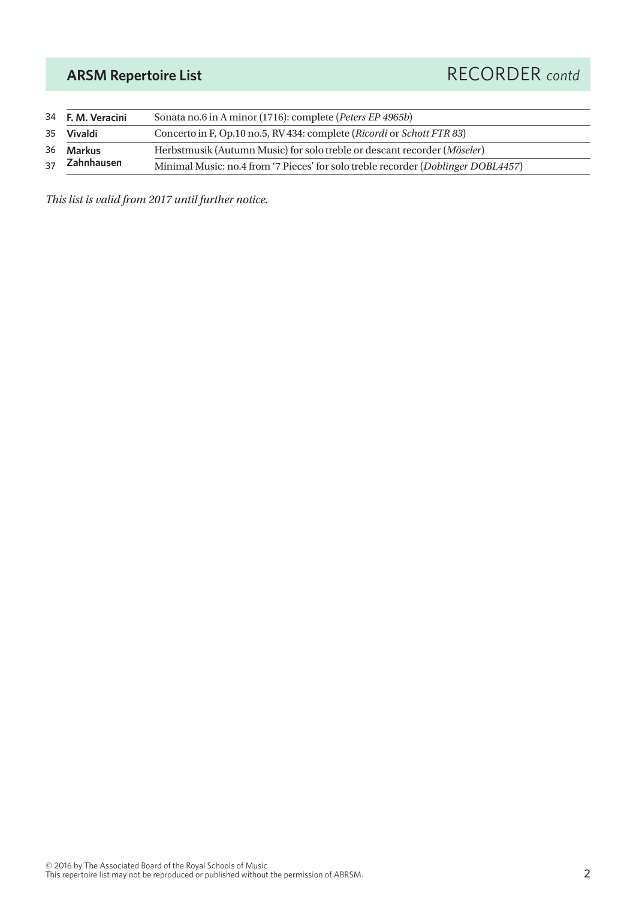## ARSM Repertoire List

# RECORDER *contd*

| | | |
|---|---|---|
| 34 | **F. M. Veracini** | Sonata no.6 in A minor (1716): complete (*Peters EP 4965b*) |
| 35 | **Vivaldi** | Concerto in F, Op.10 no.5, RV 434: complete (*Ricordi* or *Schott FTR 83*) |
| 36 | **Markus Zahnhausen** | Herbstmusik (Autumn Music) for solo treble or descant recorder (*Möseler*) |
| 37 | | Minimal Music: no.4 from '7 Pieces' for solo treble recorder (*Doblinger DOBL4457*) |

*This list is valid from 2017 until further notice.*

© 2016 by The Associated Board of the Royal Schools of Music
This repertoire list may not be reproduced or published without the permission of ABRSM.